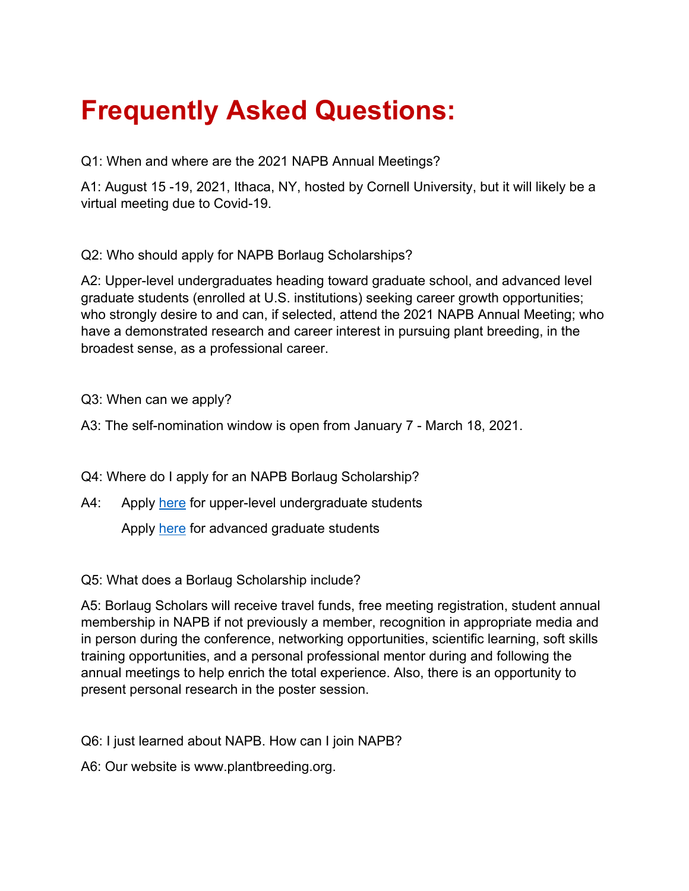# Frequently Asked Questions:

Q1: When and where are the 2021 NAPB Annual Meetings?

A1: August 15 -19, 2021, Ithaca, NY, hosted by Cornell University, but it will likely be a virtual meeting due to Covid-19.

Q2: Who should apply for NAPB Borlaug Scholarships?

A2: Upper-level undergraduates heading toward graduate school, and advanced level graduate students (enrolled at U.S. institutions) seeking career growth opportunities; who strongly desire to and can, if selected, attend the 2021 NAPB Annual Meeting; who have a demonstrated research and career interest in pursuing plant breeding, in the broadest sense, as a professional career.

Q3: When can we apply?

A3: The self-nomination window is open from January 7 - March 18, 2021.

Q4: Where do I apply for an NAPB Borlaug Scholarship?

A4: Apply here for upper-level undergraduate students

Apply here for advanced graduate students

Q5: What does a Borlaug Scholarship include?

A5: Borlaug Scholars will receive travel funds, free meeting registration, student annual membership in NAPB if not previously a member, recognition in appropriate media and in person during the conference, networking opportunities, scientific learning, soft skills training opportunities, and a personal professional mentor during and following the annual meetings to help enrich the total experience. Also, there is an opportunity to present personal research in the poster session.

Q6: I just learned about NAPB. How can I join NAPB?

A6: Our website is www.plantbreeding.org.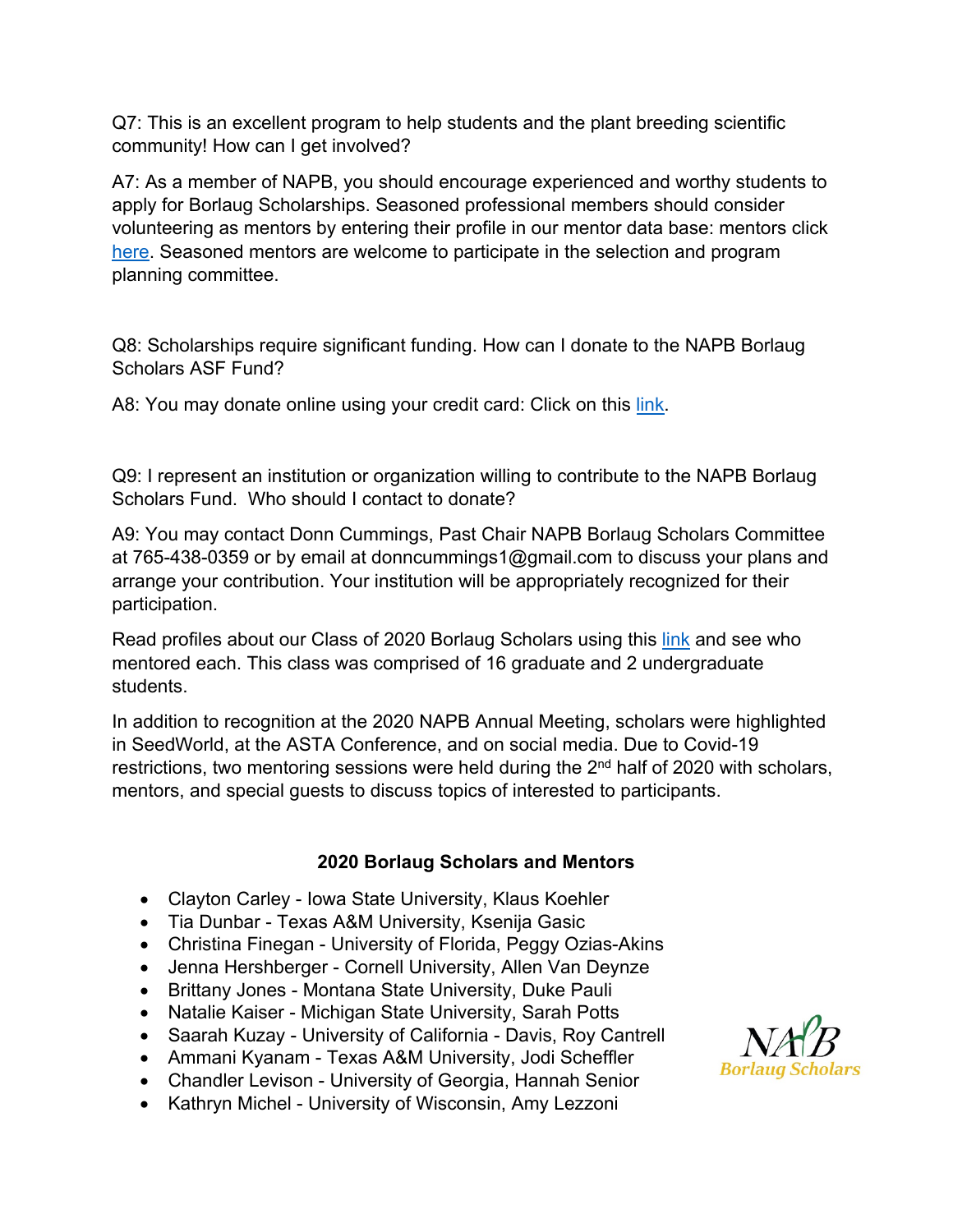Q7: This is an excellent program to help students and the plant breeding scientific community! How can I get involved?

A7: As a member of NAPB, you should encourage experienced and worthy students to apply for Borlaug Scholarships. Seasoned professional members should consider volunteering as mentors by entering their profile in our mentor data base: mentors click here. Seasoned mentors are welcome to participate in the selection and program planning committee.

Q8: Scholarships require significant funding. How can I donate to the NAPB Borlaug Scholars ASF Fund?

A8: You may donate online using your credit card: Click on this link.

Q9: I represent an institution or organization willing to contribute to the NAPB Borlaug Scholars Fund. Who should I contact to donate?

A9: You may contact Donn Cummings, Past Chair NAPB Borlaug Scholars Committee at 765-438-0359 or by email at donncummings1@gmail.com to discuss your plans and arrange your contribution. Your institution will be appropriately recognized for their participation.

Read profiles about our Class of 2020 Borlaug Scholars using this link and see who mentored each. This class was comprised of 16 graduate and 2 undergraduate students.

In addition to recognition at the 2020 NAPB Annual Meeting, scholars were highlighted in SeedWorld, at the ASTA Conference, and on social media. Due to Covid-19 restrictions, two mentoring sessions were held during the 2nd half of 2020 with scholars, mentors, and special guests to discuss topics of interested to participants.

**2020 Borlaug Scholars and Mentors**

- Clayton Carley - Iowa State University, Klaus Koehler
- Tia Dunbar - Texas A&M University, Ksenija Gasic
- Christina Finegan - University of Florida, Peggy Ozias-Akins
- Jenna Hershberger - Cornell University, Allen Van Deynze
- Brittany Jones - Montana State University, Duke Pauli
- Natalie Kaiser - Michigan State University, Sarah Potts
- Saarah Kuzay - University of California - Davis, Roy Cantrell
- Ammani Kyanam - Texas A&M University, Jodi Scheffler
- Chandler Levison - University of Georgia, Hannah Senior
- Kathryn Michel - University of Wisconsin, Amy Lezzoni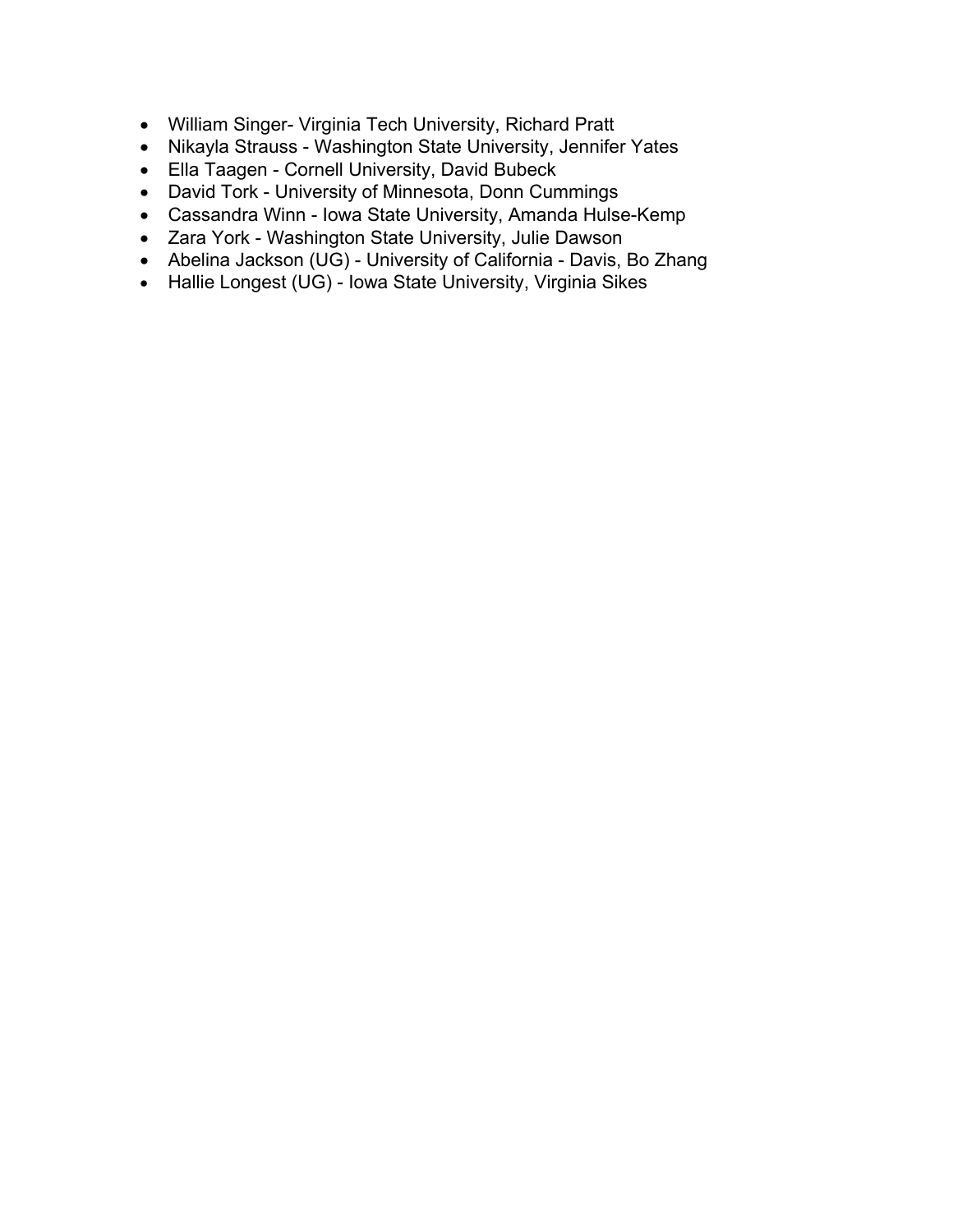- William Singer- Virginia Tech University, Richard Pratt
- Nikayla Strauss - Washington State University, Jennifer Yates
- Ella Taagen - Cornell University, David Bubeck
- David Tork - University of Minnesota, Donn Cummings
- Cassandra Winn - Iowa State University, Amanda Hulse-Kemp
- Zara York - Washington State University, Julie Dawson
- Abelina Jackson (UG) - University of California - Davis, Bo Zhang
- Hallie Longest (UG) - Iowa State University, Virginia Sikes